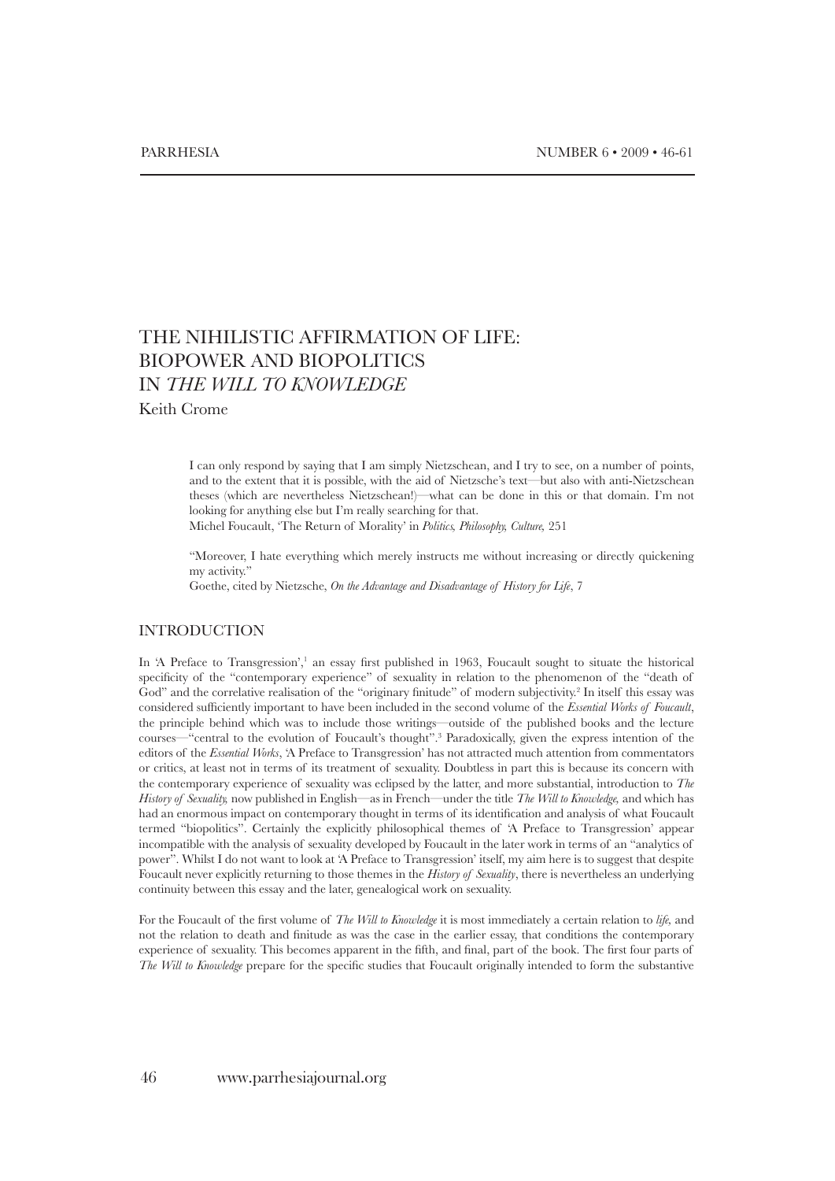# THE NIHILISTIC AFFIRMATION OF LIFE: BIOPOWER AND BIOPOLITICS IN *THE WILL TO KNOWLEDGE*

Keith Crome

> I can only respond by saying that I am simply Nietzschean, and I try to see, on a number of points, and to the extent that it is possible, with the aid of Nietzsche's text—but also with anti-Nietzschean theses (which are nevertheless Nietzschean!)—what can be done in this or that domain. I'm not looking for anything else but I'm really searching for that.
> Michel Foucault, 'The Return of Morality' in *Politics, Philosophy, Culture*, 251

> "Moreover, I hate everything which merely instructs me without increasing or directly quickening my activity."
> Goethe, cited by Nietzsche, *On the Advantage and Disadvantage of History for Life*, 7

## INTRODUCTION

In 'A Preface to Transgression',[1] an essay first published in 1963, Foucault sought to situate the historical specificity of the "contemporary experience" of sexuality in relation to the phenomenon of the "death of God" and the correlative realisation of the "originary finitude" of modern subjectivity.[2] In itself this essay was considered sufficiently important to have been included in the second volume of the *Essential Works of Foucault*, the principle behind which was to include those writings—outside of the published books and the lecture courses—"central to the evolution of Foucault's thought".[3] Paradoxically, given the express intention of the editors of the *Essential Works*, 'A Preface to Transgression' has not attracted much attention from commentators or critics, at least not in terms of its treatment of sexuality. Doubtless in part this is because its concern with the contemporary experience of sexuality was eclipsed by the latter, and more substantial, introduction to *The History of Sexuality,* now published in English—as in French—under the title *The Will to Knowledge,* and which has had an enormous impact on contemporary thought in terms of its identification and analysis of what Foucault termed "biopolitics". Certainly the explicitly philosophical themes of 'A Preface to Transgression' appear incompatible with the analysis of sexuality developed by Foucault in the later work in terms of an "analytics of power". Whilst I do not want to look at 'A Preface to Transgression' itself, my aim here is to suggest that despite Foucault never explicitly returning to those themes in the *History of Sexuality*, there is nevertheless an underlying continuity between this essay and the later, genealogical work on sexuality.

For the Foucault of the first volume of *The Will to Knowledge* it is most immediately a certain relation to *life*, and not the relation to death and finitude as was the case in the earlier essay, that conditions the contemporary experience of sexuality. This becomes apparent in the fifth, and final, part of the book. The first four parts of *The Will to Knowledge* prepare for the specific studies that Foucault originally intended to form the substantive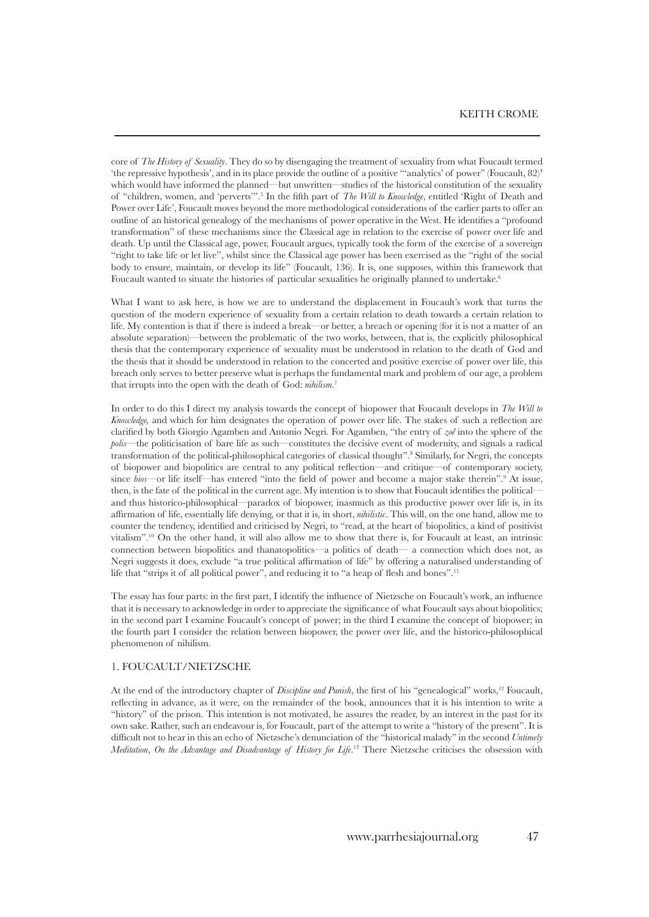core of *The History of Sexuality*. They do so by disengaging the treatment of sexuality from what Foucault termed 'the repressive hypothesis', and in its place provide the outline of a positive "'analytics' of power" (Foucault, 82)[4] which would have informed the planned—but unwritten—studies of the historical constitution of the sexuality of "children, women, and 'perverts'".[5] In the fifth part of *The Will to Knowledge*, entitled 'Right of Death and Power over Life', Foucault moves beyond the more methodological considerations of the earlier parts to offer an outline of an historical genealogy of the mechanisms of power operative in the West. He identifies a "profound transformation" of these mechanisms since the Classical age in relation to the exercise of power over life and death. Up until the Classical age, power, Foucault argues, typically took the form of the exercise of a sovereign "right to take life or let live", whilst since the Classical age power has been exercised as the "right of the social body to ensure, maintain, or develop its life" (Foucault, 136). It is, one supposes, within this framework that Foucault wanted to situate the histories of particular sexualities he originally planned to undertake.[6]

What I want to ask here, is how we are to understand the displacement in Foucault's work that turns the question of the modern experience of sexuality from a certain relation to death towards a certain relation to life. My contention is that if there is indeed a break—or better, a breach or opening (for it is not a matter of an absolute separation)—between the problematic of the two works, between, that is, the explicitly philosophical thesis that the contemporary experience of sexuality must be understood in relation to the death of God and the thesis that it should be understood in relation to the concerted and positive exercise of power over life, this breach only serves to better preserve what is perhaps the fundamental mark and problem of our age, a problem that irrupts into the open with the death of God: *nihilism*.[7]

In order to do this I direct my analysis towards the concept of biopower that Foucault develops in *The Will to Knowledge,* and which for him designates the operation of power over life. The stakes of such a reflection are clarified by both Giorgio Agamben and Antonio Negri. For Agamben, "the entry of *zoē* into the sphere of the *polis*—the politicisation of bare life as such—constitutes the decisive event of modernity, and signals a radical transformation of the political-philosophical categories of classical thought".[8] Similarly, for Negri, the concepts of biopower and biopolitics are central to any political reflection—and critique—of contemporary society, since *bios*—or life itself—has entered "into the field of power and become a major stake therein".[9] At issue, then, is the fate of the political in the current age. My intention is to show that Foucault identifies the political—and thus historico-philosophical—paradox of biopower, inasmuch as this productive power over life is, in its affirmation of life, essentially life denying, or that it is, in short, *nihilistic*. This will, on the one hand, allow me to counter the tendency, identified and criticised by Negri, to "read, at the heart of biopolitics, a kind of positivist vitalism".[10] On the other hand, it will also allow me to show that there is, for Foucault at least, an intrinsic connection between biopolitics and thanatopolitics—a politics of death— a connection which does not, as Negri suggests it does, exclude "a true political affirmation of life" by offering a naturalised understanding of life that "strips it of all political power", and reducing it to "a heap of flesh and bones".[11]

The essay has four parts: in the first part, I identify the influence of Nietzsche on Foucault's work, an influence that it is necessary to acknowledge in order to appreciate the significance of what Foucault says about biopolitics; in the second part I examine Foucault's concept of power; in the third I examine the concept of biopower; in the fourth part I consider the relation between biopower, the power over life, and the historico-philosophical phenomenon of nihilism.

## 1. FOUCAULT/NIETZSCHE

At the end of the introductory chapter of *Discipline and Punish*, the first of his "genealogical" works,[12] Foucault, reflecting in advance, as it were, on the remainder of the book, announces that it is his intention to write a "history" of the prison. This intention is not motivated, he assures the reader, by an interest in the past for its own sake. Rather, such an endeavour is, for Foucault, part of the attempt to write a "history of the present". It is difficult not to hear in this an echo of Nietzsche's denunciation of the "historical malady" in the second *Untimely Meditation*, *On the Advantage and Disadvantage of History for Life*.[13] There Nietzsche criticises the obsession with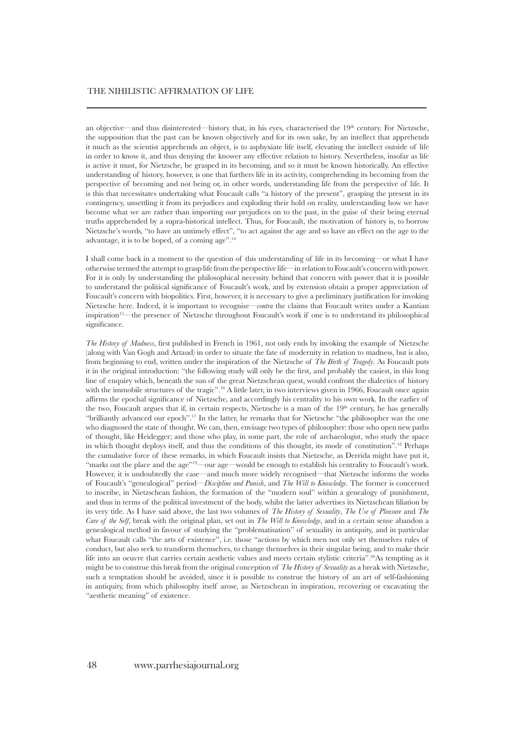an objective—and thus disinterested—history that, in his eyes, characterised the 19th century. For Nietzsche, the supposition that the past can be known objectively and for its own sake, by an intellect that apprehends it much as the scientist apprehends an object, is to asphyxiate life itself, elevating the intellect outside of life in order to know it, and thus denying the knower any effective relation to history. Nevertheless, insofar as life is active it must, for Nietzsche, be grasped in its becoming, and so it must be known historically. An effective understanding of history, however, is one that furthers life in its activity, comprehending its becoming from the perspective of becoming and not being or, in other words, understanding life from the perspective of life. It is this that necessitates undertaking what Foucault calls "a history of the present", grasping the present in its contingency, unsettling it from its prejudices and exploding their hold on reality, understanding how we have become what we are rather than importing our prejudices on to the past, in the guise of their being eternal truths apprehended by a supra-historical intellect. Thus, for Foucault, the motivation of history is, to borrow Nietzsche's words, "to have an untimely effect", "to act against the age and so have an effect on the age to the advantage, it is to be hoped, of a coming age".[14]

I shall come back in a moment to the question of this understanding of life in its becoming—or what I have otherwise termed the attempt to grasp life from the perspective life—in relation to Foucault's concern with power. For it is only by understanding the philosophical necessity behind that concern with power that it is possible to understand the political significance of Foucault's work, and by extension obtain a proper appreciation of Foucault's concern with biopolitics. First, however, it is necessary to give a preliminary justification for invoking Nietzsche here. Indeed, it is important to recognise—*contra* the claims that Foucault writes under a Kantian inspiration[15]—the presence of Nietzsche throughout Foucault's work if one is to understand its philosophical significance.

*The History of Madness*, first published in French in 1961, not only ends by invoking the example of Nietzsche (along with Van Gogh and Artaud) in order to situate the fate of modernity in relation to madness, but is also, from beginning to end, written under the inspiration of the Nietzsche of *The Birth of Tragedy*. As Foucault puts it in the original introduction: "the following study will only be the first, and probably the easiest, in this long line of enquiry which, beneath the sun of the great Nietzschean quest, would confront the dialectics of history with the immobile structures of the tragic".[16] A little later, in two interviews given in 1966, Foucault once again affirms the epochal significance of Nietzsche, and accordingly his centrality to his own work. In the earlier of the two, Foucault argues that if, in certain respects, Nietzsche is a man of the 19th century, he has generally "brilliantly advanced our epoch".[17] In the latter, he remarks that for Nietzsche "the philosopher was the one who diagnosed the state of thought. We can, then, envisage two types of philosopher: those who open new paths of thought, like Heidegger; and those who play, in some part, the role of archaeologist, who study the space in which thought deploys itself, and thus the conditions of this thought, its mode of constitution".[18] Perhaps the cumulative force of these remarks, in which Foucault insists that Nietzsche, as Derrida might have put it, "marks out the place and the age"[19]—our age—would be enough to establish his centrality to Foucault's work. However, it is undoubtedly the case—and much more widely recognised—that Nietzsche informs the works of Foucault's "genealogical" period—*Discipline and Punish*, and *The Will to Knowledge*. The former is concerned to inscribe, in Nietzschean fashion, the formation of the "modern soul" within a genealogy of punishment, and thus in terms of the political investment of the body, whilst the latter advertises its Nietzschean filiation by its very title. As I have said above, the last two volumes of *The History of Sexuality*, *The Use of Pleasure* and *The Care of the Self*, break with the original plan, set out in *The Will to Knowledge*, and in a certain sense abandon a genealogical method in favour of studying the "problematisation" of sexuality in antiquity, and in particular what Foucault calls "the arts of existence", i.e. those "actions by which men not only set themselves rules of conduct, but also seek to transform themselves, to change themselves in their singular being, and to make their life into an oeuvre that carries certain aesthetic values and meets certain stylistic criteria".[20] As tempting as it might be to construe this break from the original conception of *The History of Sexuality* as a break with Nietzsche, such a temptation should be avoided, since it is possible to construe the history of an art of self-fashioning in antiquity, from which philosophy itself arose, as Nietzschean in inspiration, recovering or excavating the "aesthetic meaning" of existence.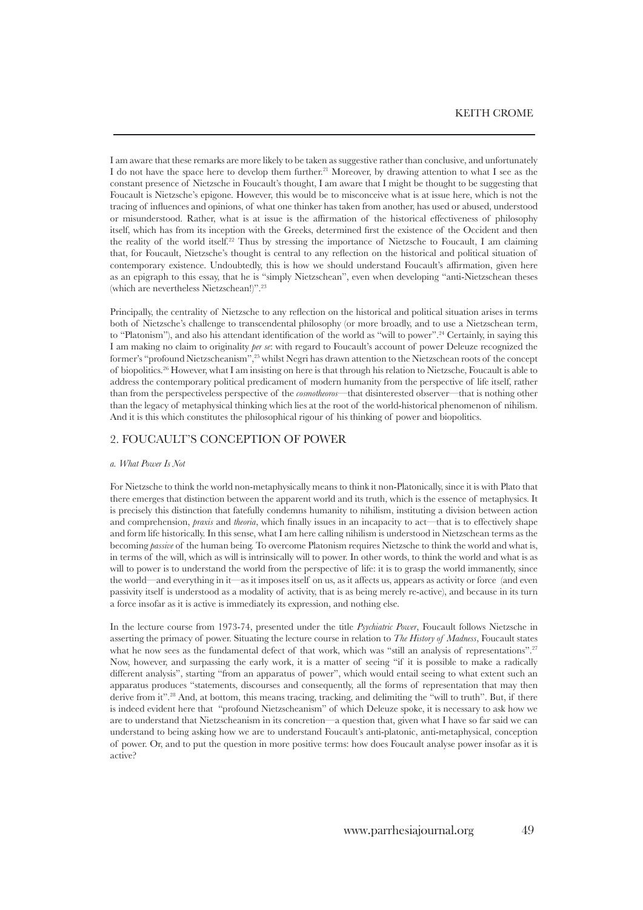I am aware that these remarks are more likely to be taken as suggestive rather than conclusive, and unfortunately I do not have the space here to develop them further.[21] Moreover, by drawing attention to what I see as the constant presence of Nietzsche in Foucault's thought, I am aware that I might be thought to be suggesting that Foucault is Nietzsche's epigone. However, this would be to misconceive what is at issue here, which is not the tracing of influences and opinions, of what one thinker has taken from another, has used or abused, understood or misunderstood. Rather, what is at issue is the affirmation of the historical effectiveness of philosophy itself, which has from its inception with the Greeks, determined first the existence of the Occident and then the reality of the world itself.[22] Thus by stressing the importance of Nietzsche to Foucault, I am claiming that, for Foucault, Nietzsche's thought is central to any reflection on the historical and political situation of contemporary existence. Undoubtedly, this is how we should understand Foucault's affirmation, given here as an epigraph to this essay, that he is "simply Nietzschean", even when developing "anti-Nietzschean theses (which are nevertheless Nietzschean!)".[23]

Principally, the centrality of Nietzsche to any reflection on the historical and political situation arises in terms both of Nietzsche's challenge to transcendental philosophy (or more broadly, and to use a Nietzschean term, to "Platonism"), and also his attendant identification of the world as "will to power".[24] Certainly, in saying this I am making no claim to originality *per se*: with regard to Foucault's account of power Deleuze recognized the former's "profound Nietzscheanism",[25] whilst Negri has drawn attention to the Nietzschean roots of the concept of biopolitics.[26] However, what I am insisting on here is that through his relation to Nietzsche, Foucault is able to address the contemporary political predicament of modern humanity from the perspective of life itself, rather than from the perspectiveless perspective of the *cosmotheoros*—that disinterested observer—that is nothing other than the legacy of metaphysical thinking which lies at the root of the world-historical phenomenon of nihilism. And it is this which constitutes the philosophical rigour of his thinking of power and biopolitics.

## 2. FOUCAULT'S CONCEPTION OF POWER

### *a. What Power Is Not*

For Nietzsche to think the world non-metaphysically means to think it non-Platonically, since it is with Plato that there emerges that distinction between the apparent world and its truth, which is the essence of metaphysics. It is precisely this distinction that fatefully condemns humanity to nihilism, instituting a division between action and comprehension, *praxis* and *theoria*, which finally issues in an incapacity to act—that is to effectively shape and form life historically. In this sense, what I am here calling nihilism is understood in Nietzschean terms as the becoming *passive* of the human being. To overcome Platonism requires Nietzsche to think the world and what is, in terms of the will, which as will is intrinsically will to power. In other words, to think the world and what is as will to power is to understand the world from the perspective of life: it is to grasp the world immanently, since the world—and everything in it—as it imposes itself on us, as it affects us, appears as activity or force (and even passivity itself is understood as a modality of activity, that is as being merely re-active), and because in its turn a force insofar as it is active is immediately its expression, and nothing else.

In the lecture course from 1973-74, presented under the title *Psychiatric Power*, Foucault follows Nietzsche in asserting the primacy of power. Situating the lecture course in relation to *The History of Madness*, Foucault states what he now sees as the fundamental defect of that work, which was "still an analysis of representations".[27] Now, however, and surpassing the early work, it is a matter of seeing "if it is possible to make a radically different analysis", starting "from an apparatus of power", which would entail seeing to what extent such an apparatus produces "statements, discourses and consequently, all the forms of representation that may then derive from it".[28] And, at bottom, this means tracing, tracking, and delimiting the "will to truth". But, if there is indeed evident here that "profound Nietzscheanism" of which Deleuze spoke, it is necessary to ask how we are to understand that Nietzscheanism in its concretion—a question that, given what I have so far said we can understand to being asking how we are to understand Foucault's anti-platonic, anti-metaphysical, conception of power. Or, and to put the question in more positive terms: how does Foucault analyse power insofar as it is active?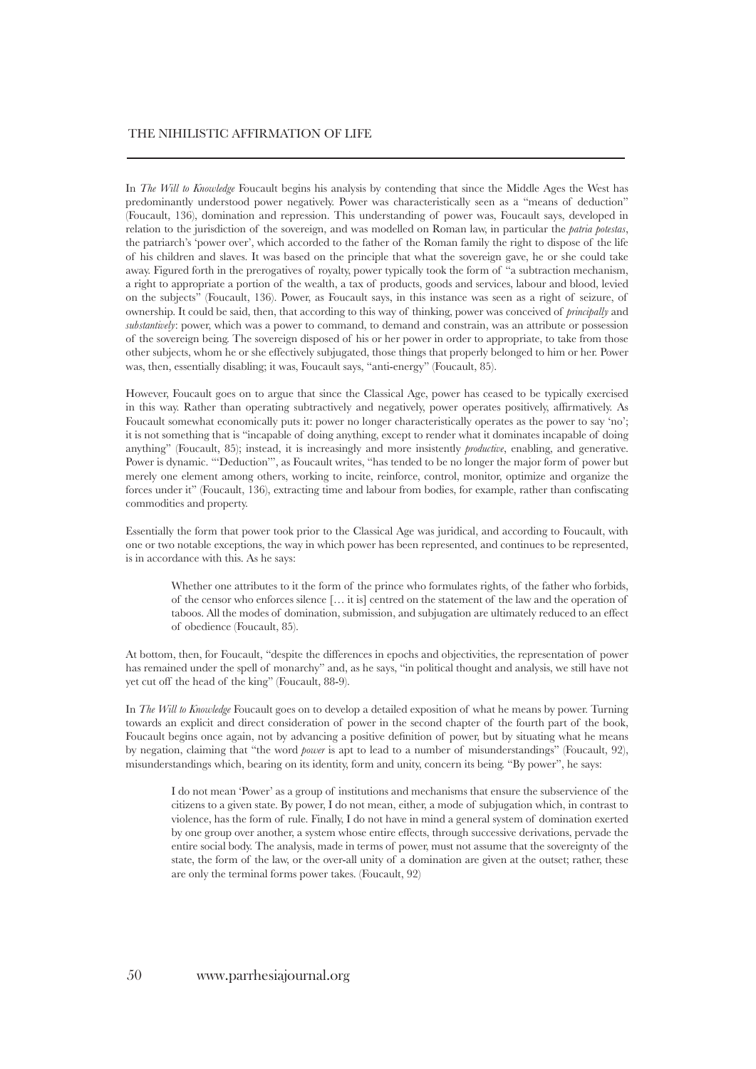In *The Will to Knowledge* Foucault begins his analysis by contending that since the Middle Ages the West has predominantly understood power negatively. Power was characteristically seen as a "means of deduction" (Foucault, 136), domination and repression. This understanding of power was, Foucault says, developed in relation to the jurisdiction of the sovereign, and was modelled on Roman law, in particular the *patria potestas*, the patriarch's 'power over', which accorded to the father of the Roman family the right to dispose of the life of his children and slaves. It was based on the principle that what the sovereign gave, he or she could take away. Figured forth in the prerogatives of royalty, power typically took the form of "a subtraction mechanism, a right to appropriate a portion of the wealth, a tax of products, goods and services, labour and blood, levied on the subjects" (Foucault, 136). Power, as Foucault says, in this instance was seen as a right of seizure, of ownership. It could be said, then, that according to this way of thinking, power was conceived of *principally* and *substantively*: power, which was a power to command, to demand and constrain, was an attribute or possession of the sovereign being. The sovereign disposed of his or her power in order to appropriate, to take from those other subjects, whom he or she effectively subjugated, those things that properly belonged to him or her. Power was, then, essentially disabling; it was, Foucault says, "anti-energy" (Foucault, 85).

However, Foucault goes on to argue that since the Classical Age, power has ceased to be typically exercised in this way. Rather than operating subtractively and negatively, power operates positively, affirmatively. As Foucault somewhat economically puts it: power no longer characteristically operates as the power to say 'no'; it is not something that is "incapable of doing anything, except to render what it dominates incapable of doing anything" (Foucault, 85); instead, it is increasingly and more insistently *productive*, enabling, and generative. Power is dynamic. "'Deduction'", as Foucault writes, "has tended to be no longer the major form of power but merely one element among others, working to incite, reinforce, control, monitor, optimize and organize the forces under it" (Foucault, 136), extracting time and labour from bodies, for example, rather than confiscating commodities and property.

Essentially the form that power took prior to the Classical Age was juridical, and according to Foucault, with one or two notable exceptions, the way in which power has been represented, and continues to be represented, is in accordance with this. As he says:

> Whether one attributes to it the form of the prince who formulates rights, of the father who forbids, of the censor who enforces silence [… it is] centred on the statement of the law and the operation of taboos. All the modes of domination, submission, and subjugation are ultimately reduced to an effect of obedience (Foucault, 85).

At bottom, then, for Foucault, "despite the differences in epochs and objectivities, the representation of power has remained under the spell of monarchy" and, as he says, "in political thought and analysis, we still have not yet cut off the head of the king" (Foucault, 88-9).

In *The Will to Knowledge* Foucault goes on to develop a detailed exposition of what he means by power. Turning towards an explicit and direct consideration of power in the second chapter of the fourth part of the book, Foucault begins once again, not by advancing a positive definition of power, but by situating what he means by negation, claiming that "the word *power* is apt to lead to a number of misunderstandings" (Foucault, 92), misunderstandings which, bearing on its identity, form and unity, concern its being. "By power", he says:

> I do not mean 'Power' as a group of institutions and mechanisms that ensure the subservience of the citizens to a given state. By power, I do not mean, either, a mode of subjugation which, in contrast to violence, has the form of rule. Finally, I do not have in mind a general system of domination exerted by one group over another, a system whose entire effects, through successive derivations, pervade the entire social body. The analysis, made in terms of power, must not assume that the sovereignty of the state, the form of the law, or the over-all unity of a domination are given at the outset; rather, these are only the terminal forms power takes. (Foucault, 92)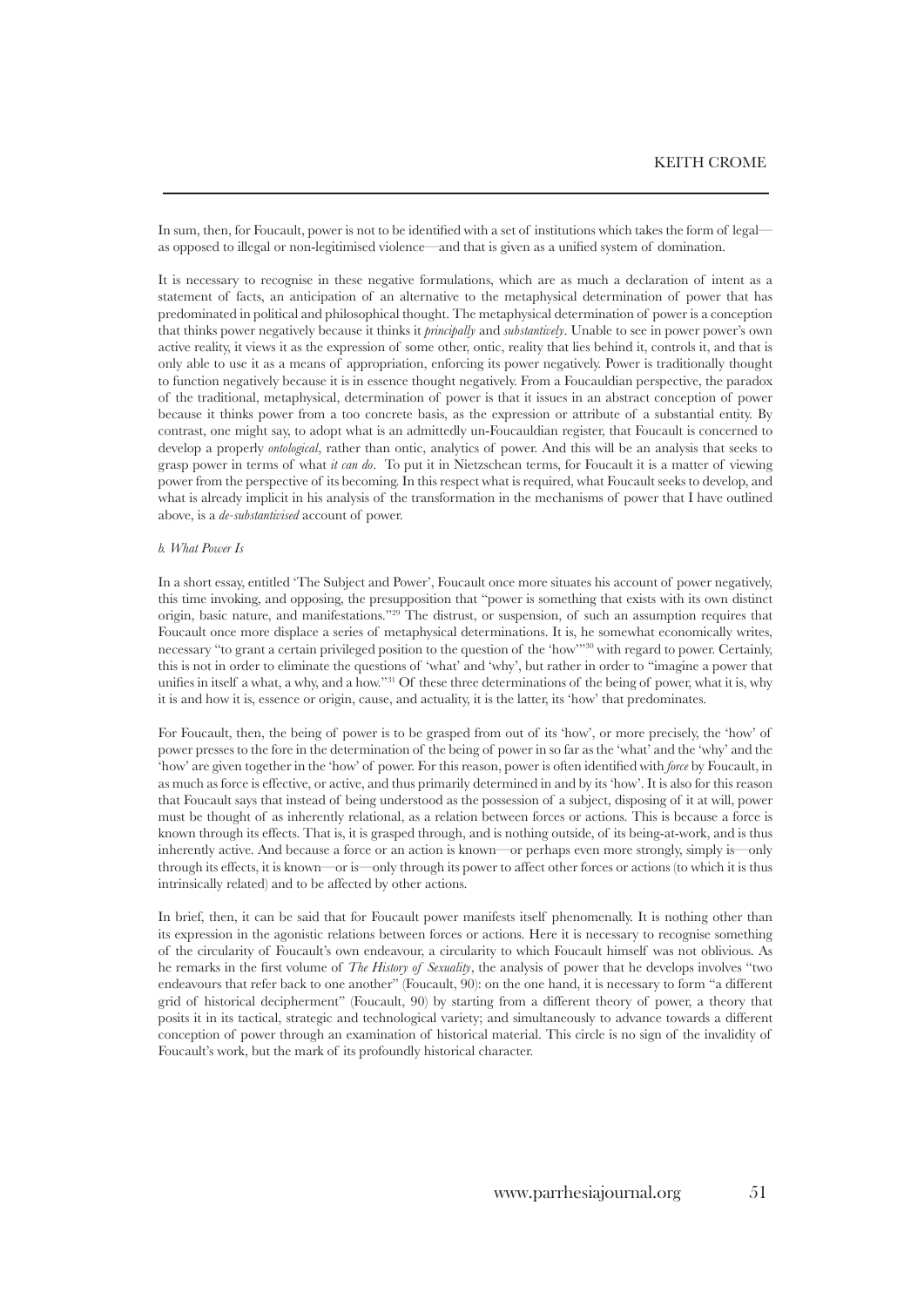In sum, then, for Foucault, power is not to be identified with a set of institutions which takes the form of legal—as opposed to illegal or non-legitimised violence—and that is given as a unified system of domination.

It is necessary to recognise in these negative formulations, which are as much a declaration of intent as a statement of facts, an anticipation of an alternative to the metaphysical determination of power that has predominated in political and philosophical thought. The metaphysical determination of power is a conception that thinks power negatively because it thinks it *principally* and *substantively*. Unable to see in power power's own active reality, it views it as the expression of some other, ontic, reality that lies behind it, controls it, and that is only able to use it as a means of appropriation, enforcing its power negatively. Power is traditionally thought to function negatively because it is in essence thought negatively. From a Foucauldian perspective, the paradox of the traditional, metaphysical, determination of power is that it issues in an abstract conception of power because it thinks power from a too concrete basis, as the expression or attribute of a substantial entity. By contrast, one might say, to adopt what is an admittedly un-Foucauldian register, that Foucault is concerned to develop a properly *ontological*, rather than ontic, analytics of power. And this will be an analysis that seeks to grasp power in terms of what *it can do*. To put it in Nietzschean terms, for Foucault it is a matter of viewing power from the perspective of its becoming. In this respect what is required, what Foucault seeks to develop, and what is already implicit in his analysis of the transformation in the mechanisms of power that I have outlined above, is a *de-substantivised* account of power.

### *b. What Power Is*

In a short essay, entitled 'The Subject and Power', Foucault once more situates his account of power negatively, this time invoking, and opposing, the presupposition that "power is something that exists with its own distinct origin, basic nature, and manifestations."[29] The distrust, or suspension, of such an assumption requires that Foucault once more displace a series of metaphysical determinations. It is, he somewhat economically writes, necessary "to grant a certain privileged position to the question of the 'how'"[30] with regard to power. Certainly, this is not in order to eliminate the questions of 'what' and 'why', but rather in order to "imagine a power that unifies in itself a what, a why, and a how."[31] Of these three determinations of the being of power, what it is, why it is and how it is, essence or origin, cause, and actuality, it is the latter, its 'how' that predominates.

For Foucault, then, the being of power is to be grasped from out of its 'how', or more precisely, the 'how' of power presses to the fore in the determination of the being of power in so far as the 'what' and the 'why' and the 'how' are given together in the 'how' of power. For this reason, power is often identified with *force* by Foucault, in as much as force is effective, or active, and thus primarily determined in and by its 'how'. It is also for this reason that Foucault says that instead of being understood as the possession of a subject, disposing of it at will, power must be thought of as inherently relational, as a relation between forces or actions. This is because a force is known through its effects. That is, it is grasped through, and is nothing outside, of its being-at-work, and is thus inherently active. And because a force or an action is known—or perhaps even more strongly, simply is—only through its effects, it is known—or is—only through its power to affect other forces or actions (to which it is thus intrinsically related) and to be affected by other actions.

In brief, then, it can be said that for Foucault power manifests itself phenomenally. It is nothing other than its expression in the agonistic relations between forces or actions. Here it is necessary to recognise something of the circularity of Foucault's own endeavour, a circularity to which Foucault himself was not oblivious. As he remarks in the first volume of *The History of Sexuality*, the analysis of power that he develops involves "two endeavours that refer back to one another" (Foucault, 90): on the one hand, it is necessary to form "a different grid of historical decipherment" (Foucault, 90) by starting from a different theory of power, a theory that posits it in its tactical, strategic and technological variety; and simultaneously to advance towards a different conception of power through an examination of historical material. This circle is no sign of the invalidity of Foucault's work, but the mark of its profoundly historical character.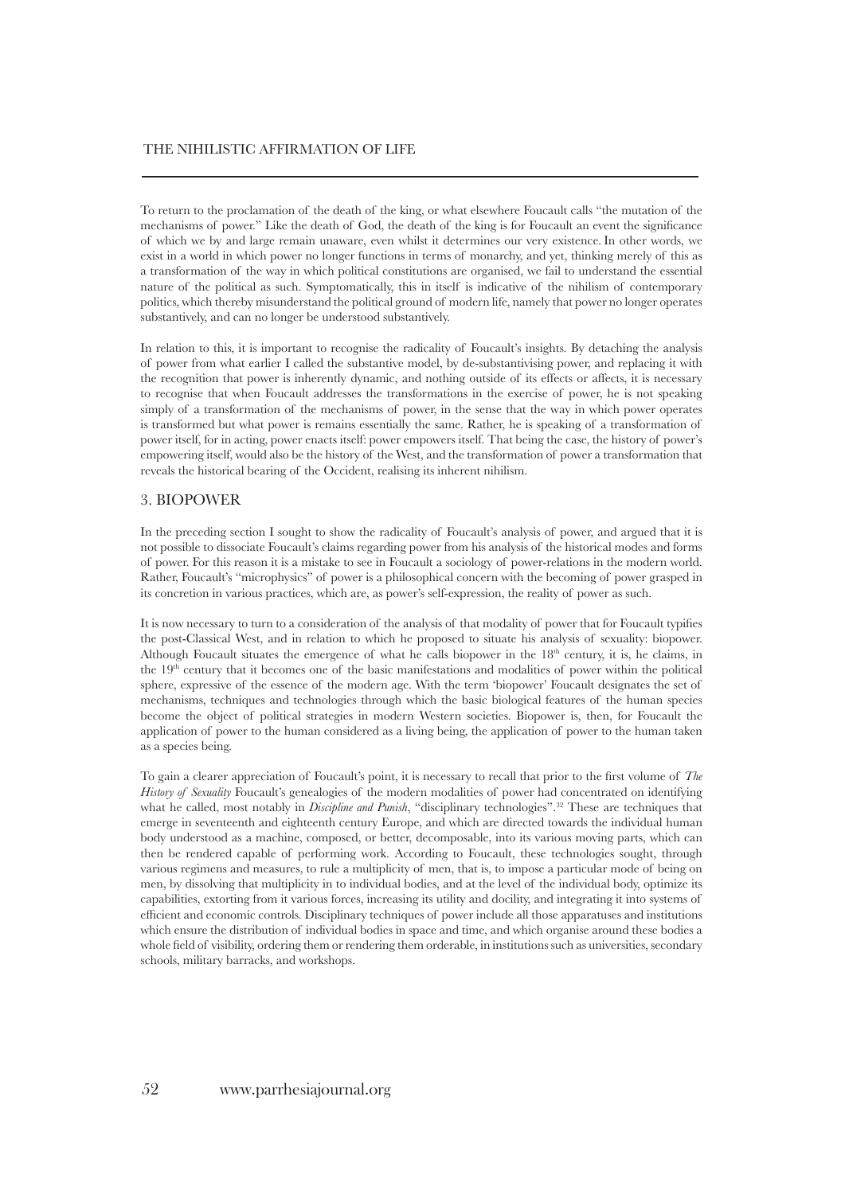To return to the proclamation of the death of the king, or what elsewhere Foucault calls "the mutation of the mechanisms of power." Like the death of God, the death of the king is for Foucault an event the significance of which we by and large remain unaware, even whilst it determines our very existence. In other words, we exist in a world in which power no longer functions in terms of monarchy, and yet, thinking merely of this as a transformation of the way in which political constitutions are organised, we fail to understand the essential nature of the political as such. Symptomatically, this in itself is indicative of the nihilism of contemporary politics, which thereby misunderstand the political ground of modern life, namely that power no longer operates substantively, and can no longer be understood substantively.

In relation to this, it is important to recognise the radicality of Foucault's insights. By detaching the analysis of power from what earlier I called the substantive model, by de-substantivising power, and replacing it with the recognition that power is inherently dynamic, and nothing outside of its effects or affects, it is necessary to recognise that when Foucault addresses the transformations in the exercise of power, he is not speaking simply of a transformation of the mechanisms of power, in the sense that the way in which power operates is transformed but what power is remains essentially the same. Rather, he is speaking of a transformation of power itself, for in acting, power enacts itself: power empowers itself. That being the case, the history of power's empowering itself, would also be the history of the West, and the transformation of power a transformation that reveals the historical bearing of the Occident, realising its inherent nihilism.

## 3. BIOPOWER

In the preceding section I sought to show the radicality of Foucault's analysis of power, and argued that it is not possible to dissociate Foucault's claims regarding power from his analysis of the historical modes and forms of power. For this reason it is a mistake to see in Foucault a sociology of power-relations in the modern world. Rather, Foucault's "microphysics" of power is a philosophical concern with the becoming of power grasped in its concretion in various practices, which are, as power's self-expression, the reality of power as such.

It is now necessary to turn to a consideration of the analysis of that modality of power that for Foucault typifies the post-Classical West, and in relation to which he proposed to situate his analysis of sexuality: biopower. Although Foucault situates the emergence of what he calls biopower in the 18th century, it is, he claims, in the 19th century that it becomes one of the basic manifestations and modalities of power within the political sphere, expressive of the essence of the modern age. With the term 'biopower' Foucault designates the set of mechanisms, techniques and technologies through which the basic biological features of the human species become the object of political strategies in modern Western societies. Biopower is, then, for Foucault the application of power to the human considered as a living being, the application of power to the human taken as a species being.

To gain a clearer appreciation of Foucault's point, it is necessary to recall that prior to the first volume of *The History of Sexuality* Foucault's genealogies of the modern modalities of power had concentrated on identifying what he called, most notably in *Discipline and Punish*, "disciplinary technologies".[32] These are techniques that emerge in seventeenth and eighteenth century Europe, and which are directed towards the individual human body understood as a machine, composed, or better, decomposable, into its various moving parts, which can then be rendered capable of performing work. According to Foucault, these technologies sought, through various regimens and measures, to rule a multiplicity of men, that is, to impose a particular mode of being on men, by dissolving that multiplicity in to individual bodies, and at the level of the individual body, optimize its capabilities, extorting from it various forces, increasing its utility and docility, and integrating it into systems of efficient and economic controls. Disciplinary techniques of power include all those apparatuses and institutions which ensure the distribution of individual bodies in space and time, and which organise around these bodies a whole field of visibility, ordering them or rendering them orderable, in institutions such as universities, secondary schools, military barracks, and workshops.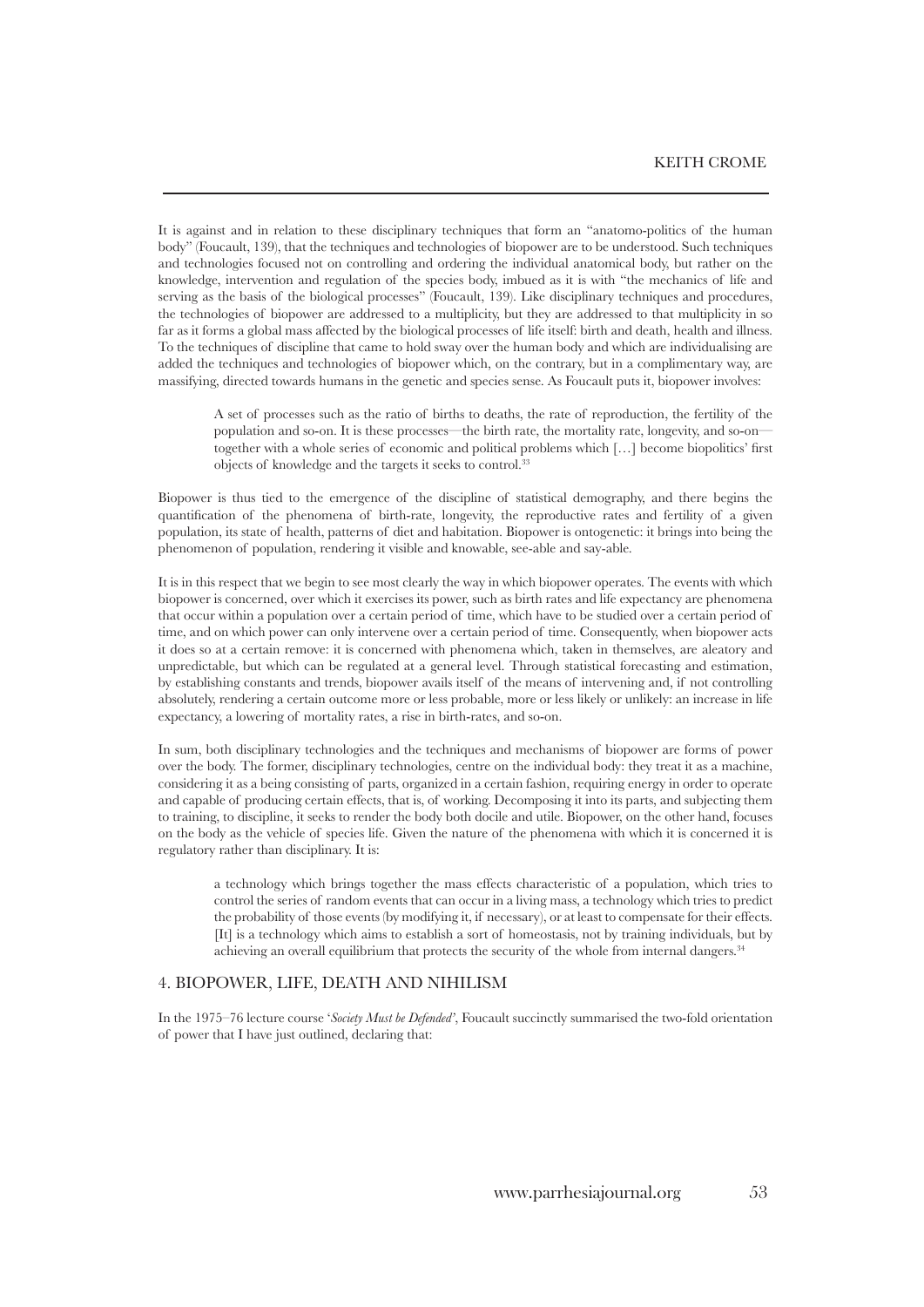It is against and in relation to these disciplinary techniques that form an "anatomo-politics of the human body" (Foucault, 139), that the techniques and technologies of biopower are to be understood. Such techniques and technologies focused not on controlling and ordering the individual anatomical body, but rather on the knowledge, intervention and regulation of the species body, imbued as it is with "the mechanics of life and serving as the basis of the biological processes" (Foucault, 139). Like disciplinary techniques and procedures, the technologies of biopower are addressed to a multiplicity, but they are addressed to that multiplicity in so far as it forms a global mass affected by the biological processes of life itself: birth and death, health and illness. To the techniques of discipline that came to hold sway over the human body and which are individualising are added the techniques and technologies of biopower which, on the contrary, but in a complimentary way, are massifying, directed towards humans in the genetic and species sense. As Foucault puts it, biopower involves:

> A set of processes such as the ratio of births to deaths, the rate of reproduction, the fertility of the population and so-on. It is these processes—the birth rate, the mortality rate, longevity, and so-on—together with a whole series of economic and political problems which […] become biopolitics' first objects of knowledge and the targets it seeks to control.[33]

Biopower is thus tied to the emergence of the discipline of statistical demography, and there begins the quantification of the phenomena of birth-rate, longevity, the reproductive rates and fertility of a given population, its state of health, patterns of diet and habitation. Biopower is ontogenetic: it brings into being the phenomenon of population, rendering it visible and knowable, see-able and say-able.

It is in this respect that we begin to see most clearly the way in which biopower operates. The events with which biopower is concerned, over which it exercises its power, such as birth rates and life expectancy are phenomena that occur within a population over a certain period of time, which have to be studied over a certain period of time, and on which power can only intervene over a certain period of time. Consequently, when biopower acts it does so at a certain remove: it is concerned with phenomena which, taken in themselves, are aleatory and unpredictable, but which can be regulated at a general level. Through statistical forecasting and estimation, by establishing constants and trends, biopower avails itself of the means of intervening and, if not controlling absolutely, rendering a certain outcome more or less probable, more or less likely or unlikely: an increase in life expectancy, a lowering of mortality rates, a rise in birth-rates, and so-on.

In sum, both disciplinary technologies and the techniques and mechanisms of biopower are forms of power over the body. The former, disciplinary technologies, centre on the individual body: they treat it as a machine, considering it as a being consisting of parts, organized in a certain fashion, requiring energy in order to operate and capable of producing certain effects, that is, of working. Decomposing it into its parts, and subjecting them to training, to discipline, it seeks to render the body both docile and utile. Biopower, on the other hand, focuses on the body as the vehicle of species life. Given the nature of the phenomena with which it is concerned it is regulatory rather than disciplinary. It is:

> a technology which brings together the mass effects characteristic of a population, which tries to control the series of random events that can occur in a living mass, a technology which tries to predict the probability of those events (by modifying it, if necessary), or at least to compensate for their effects. [It] is a technology which aims to establish a sort of homeostasis, not by training individuals, but by achieving an overall equilibrium that protects the security of the whole from internal dangers.[34]

## 4. BIOPOWER, LIFE, DEATH AND NIHILISM

In the 1975–76 lecture course '*Society Must be Defended*', Foucault succinctly summarised the two-fold orientation of power that I have just outlined, declaring that: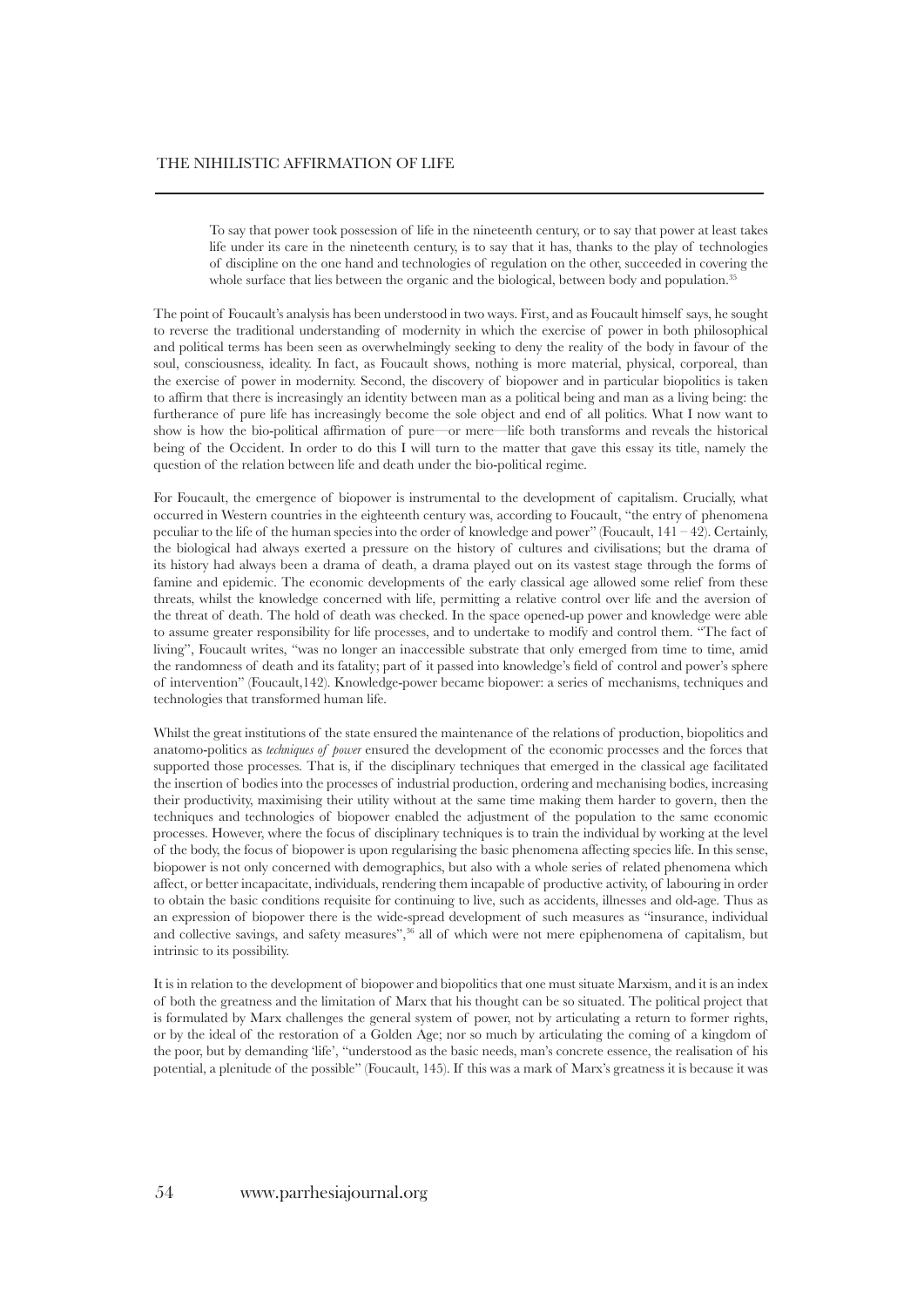> To say that power took possession of life in the nineteenth century, or to say that power at least takes life under its care in the nineteenth century, is to say that it has, thanks to the play of technologies of discipline on the one hand and technologies of regulation on the other, succeeded in covering the whole surface that lies between the organic and the biological, between body and population.[35]

The point of Foucault's analysis has been understood in two ways. First, and as Foucault himself says, he sought to reverse the traditional understanding of modernity in which the exercise of power in both philosophical and political terms has been seen as overwhelmingly seeking to deny the reality of the body in favour of the soul, consciousness, ideality. In fact, as Foucault shows, nothing is more material, physical, corporeal, than the exercise of power in modernity. Second, the discovery of biopower and in particular biopolitics is taken to affirm that there is increasingly an identity between man as a political being and man as a living being: the furtherance of pure life has increasingly become the sole object and end of all politics. What I now want to show is how the bio-political affirmation of pure—or mere—life both transforms and reveals the historical being of the Occident. In order to do this I will turn to the matter that gave this essay its title, namely the question of the relation between life and death under the bio-political regime.

For Foucault, the emergence of biopower is instrumental to the development of capitalism. Crucially, what occurred in Western countries in the eighteenth century was, according to Foucault, "the entry of phenomena peculiar to the life of the human species into the order of knowledge and power" (Foucault, 141 – 42). Certainly, the biological had always exerted a pressure on the history of cultures and civilisations; but the drama of its history had always been a drama of death, a drama played out on its vastest stage through the forms of famine and epidemic. The economic developments of the early classical age allowed some relief from these threats, whilst the knowledge concerned with life, permitting a relative control over life and the aversion of the threat of death. The hold of death was checked. In the space opened-up power and knowledge were able to assume greater responsibility for life processes, and to undertake to modify and control them. "The fact of living", Foucault writes, "was no longer an inaccessible substrate that only emerged from time to time, amid the randomness of death and its fatality; part of it passed into knowledge's field of control and power's sphere of intervention" (Foucault,142). Knowledge-power became biopower: a series of mechanisms, techniques and technologies that transformed human life.

Whilst the great institutions of the state ensured the maintenance of the relations of production, biopolitics and anatomo-politics as *techniques of power* ensured the development of the economic processes and the forces that supported those processes. That is, if the disciplinary techniques that emerged in the classical age facilitated the insertion of bodies into the processes of industrial production, ordering and mechanising bodies, increasing their productivity, maximising their utility without at the same time making them harder to govern, then the techniques and technologies of biopower enabled the adjustment of the population to the same economic processes. However, where the focus of disciplinary techniques is to train the individual by working at the level of the body, the focus of biopower is upon regularising the basic phenomena affecting species life. In this sense, biopower is not only concerned with demographics, but also with a whole series of related phenomena which affect, or better incapacitate, individuals, rendering them incapable of productive activity, of labouring in order to obtain the basic conditions requisite for continuing to live, such as accidents, illnesses and old-age. Thus as an expression of biopower there is the wide-spread development of such measures as "insurance, individual and collective savings, and safety measures",[36] all of which were not mere epiphenomena of capitalism, but intrinsic to its possibility.

It is in relation to the development of biopower and biopolitics that one must situate Marxism, and it is an index of both the greatness and the limitation of Marx that his thought can be so situated. The political project that is formulated by Marx challenges the general system of power, not by articulating a return to former rights, or by the ideal of the restoration of a Golden Age; nor so much by articulating the coming of a kingdom of the poor, but by demanding 'life', "understood as the basic needs, man's concrete essence, the realisation of his potential, a plenitude of the possible" (Foucault, 145). If this was a mark of Marx's greatness it is because it was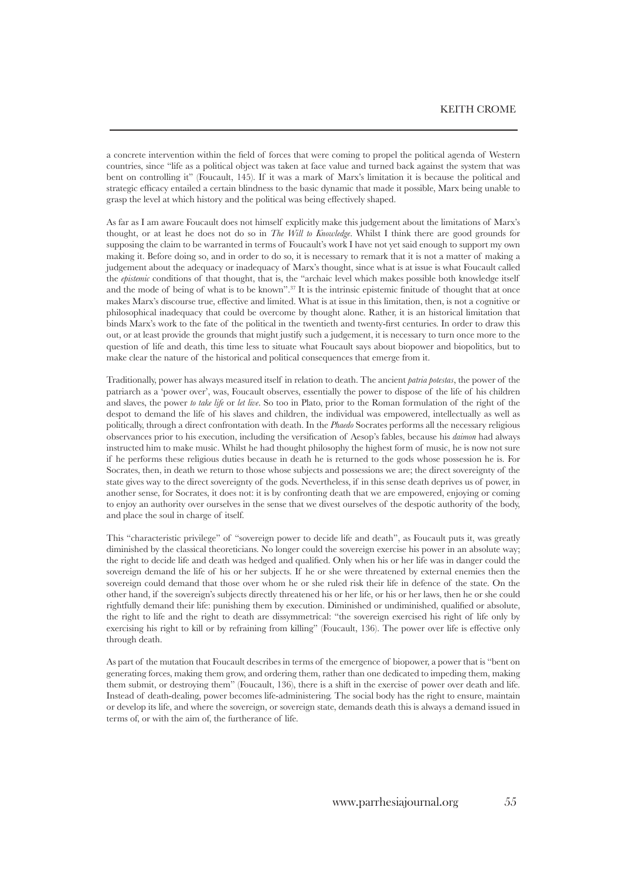a concrete intervention within the field of forces that were coming to propel the political agenda of Western countries, since "life as a political object was taken at face value and turned back against the system that was bent on controlling it" (Foucault, 145). If it was a mark of Marx's limitation it is because the political and strategic efficacy entailed a certain blindness to the basic dynamic that made it possible, Marx being unable to grasp the level at which history and the political was being effectively shaped.

As far as I am aware Foucault does not himself explicitly make this judgement about the limitations of Marx's thought, or at least he does not do so in *The Will to Knowledge*. Whilst I think there are good grounds for supposing the claim to be warranted in terms of Foucault's work I have not yet said enough to support my own making it. Before doing so, and in order to do so, it is necessary to remark that it is not a matter of making a judgement about the adequacy or inadequacy of Marx's thought, since what is at issue is what Foucault called the *epistemic* conditions of that thought, that is, the "archaic level which makes possible both knowledge itself and the mode of being of what is to be known".[37] It is the intrinsic epistemic finitude of thought that at once makes Marx's discourse true, effective and limited. What is at issue in this limitation, then, is not a cognitive or philosophical inadequacy that could be overcome by thought alone. Rather, it is an historical limitation that binds Marx's work to the fate of the political in the twentieth and twenty-first centuries. In order to draw this out, or at least provide the grounds that might justify such a judgement, it is necessary to turn once more to the question of life and death, this time less to situate what Foucault says about biopower and biopolitics, but to make clear the nature of the historical and political consequences that emerge from it.

Traditionally, power has always measured itself in relation to death. The ancient *patria potestas*, the power of the patriarch as a 'power over', was, Foucault observes, essentially the power to dispose of the life of his children and slaves, the power *to take life* or *let live*. So too in Plato, prior to the Roman formulation of the right of the despot to demand the life of his slaves and children, the individual was empowered, intellectually as well as politically, through a direct confrontation with death. In the *Phaedo* Socrates performs all the necessary religious observances prior to his execution, including the versification of Aesop's fables, because his *daimon* had always instructed him to make music. Whilst he had thought philosophy the highest form of music, he is now not sure if he performs these religious duties because in death he is returned to the gods whose possession he is. For Socrates, then, in death we return to those whose subjects and possessions we are; the direct sovereignty of the state gives way to the direct sovereignty of the gods. Nevertheless, if in this sense death deprives us of power, in another sense, for Socrates, it does not: it is by confronting death that we are empowered, enjoying or coming to enjoy an authority over ourselves in the sense that we divest ourselves of the despotic authority of the body, and place the soul in charge of itself.

This "characteristic privilege" of "sovereign power to decide life and death", as Foucault puts it, was greatly diminished by the classical theoreticians. No longer could the sovereign exercise his power in an absolute way; the right to decide life and death was hedged and qualified. Only when his or her life was in danger could the sovereign demand the life of his or her subjects. If he or she were threatened by external enemies then the sovereign could demand that those over whom he or she ruled risk their life in defence of the state. On the other hand, if the sovereign's subjects directly threatened his or her life, or his or her laws, then he or she could rightfully demand their life: punishing them by execution. Diminished or undiminished, qualified or absolute, the right to life and the right to death are dissymmetrical: "the sovereign exercised his right of life only by exercising his right to kill or by refraining from killing" (Foucault, 136). The power over life is effective only through death.

As part of the mutation that Foucault describes in terms of the emergence of biopower, a power that is "bent on generating forces, making them grow, and ordering them, rather than one dedicated to impeding them, making them submit, or destroying them" (Foucault, 136), there is a shift in the exercise of power over death and life. Instead of death-dealing, power becomes life-administering. The social body has the right to ensure, maintain or develop its life, and where the sovereign, or sovereign state, demands death this is always a demand issued in terms of, or with the aim of, the furtherance of life.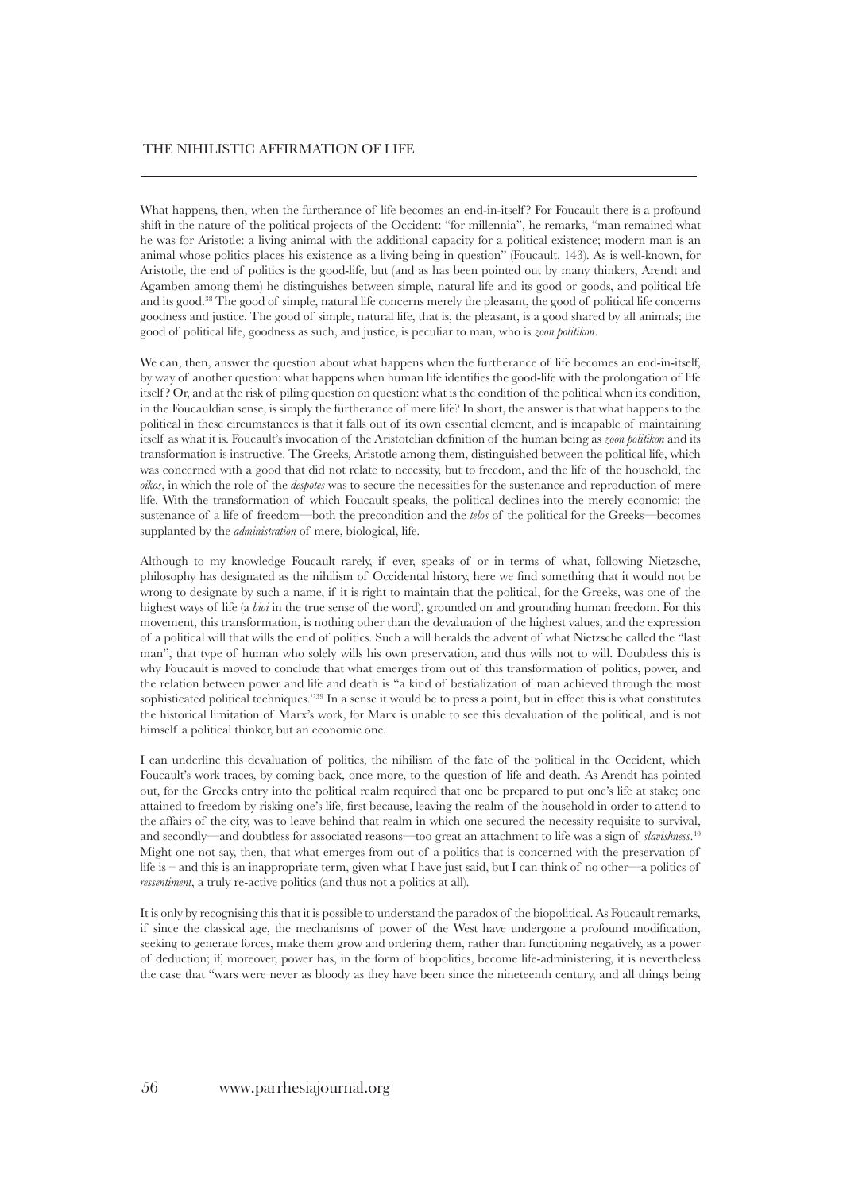What happens, then, when the furtherance of life becomes an end-in-itself? For Foucault there is a profound shift in the nature of the political projects of the Occident: "for millennia", he remarks, "man remained what he was for Aristotle: a living animal with the additional capacity for a political existence; modern man is an animal whose politics places his existence as a living being in question" (Foucault, 143). As is well-known, for Aristotle, the end of politics is the good-life, but (and as has been pointed out by many thinkers, Arendt and Agamben among them) he distinguishes between simple, natural life and its good or goods, and political life and its good.[38] The good of simple, natural life concerns merely the pleasant, the good of political life concerns goodness and justice. The good of simple, natural life, that is, the pleasant, is a good shared by all animals; the good of political life, goodness as such, and justice, is peculiar to man, who is *zoon politikon*.

We can, then, answer the question about what happens when the furtherance of life becomes an end-in-itself, by way of another question: what happens when human life identifies the good-life with the prolongation of life itself? Or, and at the risk of piling question on question: what is the condition of the political when its condition, in the Foucauldian sense, is simply the furtherance of mere life? In short, the answer is that what happens to the political in these circumstances is that it falls out of its own essential element, and is incapable of maintaining itself as what it is. Foucault's invocation of the Aristotelian definition of the human being as *zoon politikon* and its transformation is instructive. The Greeks, Aristotle among them, distinguished between the political life, which was concerned with a good that did not relate to necessity, but to freedom, and the life of the household, the *oikos*, in which the role of the *despotes* was to secure the necessities for the sustenance and reproduction of mere life. With the transformation of which Foucault speaks, the political declines into the merely economic: the sustenance of a life of freedom—both the precondition and the *telos* of the political for the Greeks—becomes supplanted by the *administration* of mere, biological, life.

Although to my knowledge Foucault rarely, if ever, speaks of or in terms of what, following Nietzsche, philosophy has designated as the nihilism of Occidental history, here we find something that it would not be wrong to designate by such a name, if it is right to maintain that the political, for the Greeks, was one of the highest ways of life (a *bioi* in the true sense of the word), grounded on and grounding human freedom. For this movement, this transformation, is nothing other than the devaluation of the highest values, and the expression of a political will that wills the end of politics. Such a will heralds the advent of what Nietzsche called the "last man", that type of human who solely wills his own preservation, and thus wills not to will. Doubtless this is why Foucault is moved to conclude that what emerges from out of this transformation of politics, power, and the relation between power and life and death is "a kind of bestialization of man achieved through the most sophisticated political techniques."[39] In a sense it would be to press a point, but in effect this is what constitutes the historical limitation of Marx's work, for Marx is unable to see this devaluation of the political, and is not himself a political thinker, but an economic one.

I can underline this devaluation of politics, the nihilism of the fate of the political in the Occident, which Foucault's work traces, by coming back, once more, to the question of life and death. As Arendt has pointed out, for the Greeks entry into the political realm required that one be prepared to put one's life at stake; one attained to freedom by risking one's life, first because, leaving the realm of the household in order to attend to the affairs of the city, was to leave behind that realm in which one secured the necessity requisite to survival, and secondly—and doubtless for associated reasons—too great an attachment to life was a sign of *slavishness*.[40] Might one not say, then, that what emerges from out of a politics that is concerned with the preservation of life is – and this is an inappropriate term, given what I have just said, but I can think of no other—a politics of *ressentiment*, a truly re-active politics (and thus not a politics at all).

It is only by recognising this that it is possible to understand the paradox of the biopolitical. As Foucault remarks, if since the classical age, the mechanisms of power of the West have undergone a profound modification, seeking to generate forces, make them grow and ordering them, rather than functioning negatively, as a power of deduction; if, moreover, power has, in the form of biopolitics, become life-administering, it is nevertheless the case that "wars were never as bloody as they have been since the nineteenth century, and all things being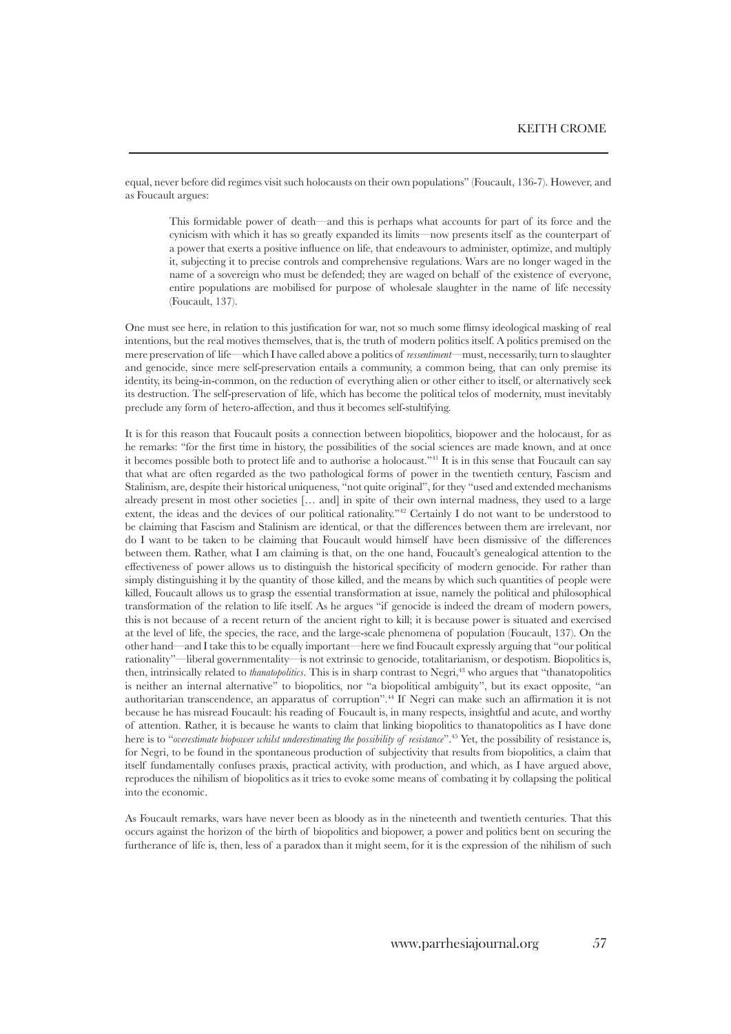equal, never before did regimes visit such holocausts on their own populations" (Foucault, 136-7). However, and as Foucault argues:

> This formidable power of death—and this is perhaps what accounts for part of its force and the cynicism with which it has so greatly expanded its limits—now presents itself as the counterpart of a power that exerts a positive influence on life, that endeavours to administer, optimize, and multiply it, subjecting it to precise controls and comprehensive regulations. Wars are no longer waged in the name of a sovereign who must be defended; they are waged on behalf of the existence of everyone, entire populations are mobilised for purpose of wholesale slaughter in the name of life necessity (Foucault, 137).

One must see here, in relation to this justification for war, not so much some flimsy ideological masking of real intentions, but the real motives themselves, that is, the truth of modern politics itself. A politics premised on the mere preservation of life—which I have called above a politics of *ressentiment*—must, necessarily, turn to slaughter and genocide, since mere self-preservation entails a community, a common being, that can only premise its identity, its being-in-common, on the reduction of everything alien or other either to itself, or alternatively seek its destruction. The self-preservation of life, which has become the political telos of modernity, must inevitably preclude any form of hetero-affection, and thus it becomes self-stultifying.

It is for this reason that Foucault posits a connection between biopolitics, biopower and the holocaust, for as he remarks: "for the first time in history, the possibilities of the social sciences are made known, and at once it becomes possible both to protect life and to authorise a holocaust."[41] It is in this sense that Foucault can say that what are often regarded as the two pathological forms of power in the twentieth century, Fascism and Stalinism, are, despite their historical uniqueness, "not quite original", for they "used and extended mechanisms already present in most other societies [… and] in spite of their own internal madness, they used to a large extent, the ideas and the devices of our political rationality."[42] Certainly I do not want to be understood to be claiming that Fascism and Stalinism are identical, or that the differences between them are irrelevant, nor do I want to be taken to be claiming that Foucault would himself have been dismissive of the differences between them. Rather, what I am claiming is that, on the one hand, Foucault's genealogical attention to the effectiveness of power allows us to distinguish the historical specificity of modern genocide. For rather than simply distinguishing it by the quantity of those killed, and the means by which such quantities of people were killed, Foucault allows us to grasp the essential transformation at issue, namely the political and philosophical transformation of the relation to life itself. As he argues "if genocide is indeed the dream of modern powers, this is not because of a recent return of the ancient right to kill; it is because power is situated and exercised at the level of life, the species, the race, and the large-scale phenomena of population (Foucault, 137). On the other hand—and I take this to be equally important—here we find Foucault expressly arguing that "our political rationality"—liberal governmentality—is not extrinsic to genocide, totalitarianism, or despotism. Biopolitics is, then, intrinsically related to *thanatopolitics*. This is in sharp contrast to Negri,[43] who argues that "thanatopolitics is neither an internal alternative" to biopolitics, nor "a biopolitical ambiguity", but its exact opposite, "an authoritarian transcendence, an apparatus of corruption".[44] If Negri can make such an affirmation it is not because he has misread Foucault: his reading of Foucault is, in many respects, insightful and acute, and worthy of attention. Rather, it is because he wants to claim that linking biopolitics to thanatopolitics as I have done here is to "*overestimate biopower whilst underestimating the possibility of resistance*".[45] Yet, the possibility of resistance is, for Negri, to be found in the spontaneous production of subjectivity that results from biopolitics, a claim that itself fundamentally confuses praxis, practical activity, with production, and which, as I have argued above, reproduces the nihilism of biopolitics as it tries to evoke some means of combating it by collapsing the political into the economic.

As Foucault remarks, wars have never been as bloody as in the nineteenth and twentieth centuries. That this occurs against the horizon of the birth of biopolitics and biopower, a power and politics bent on securing the furtherance of life is, then, less of a paradox than it might seem, for it is the expression of the nihilism of such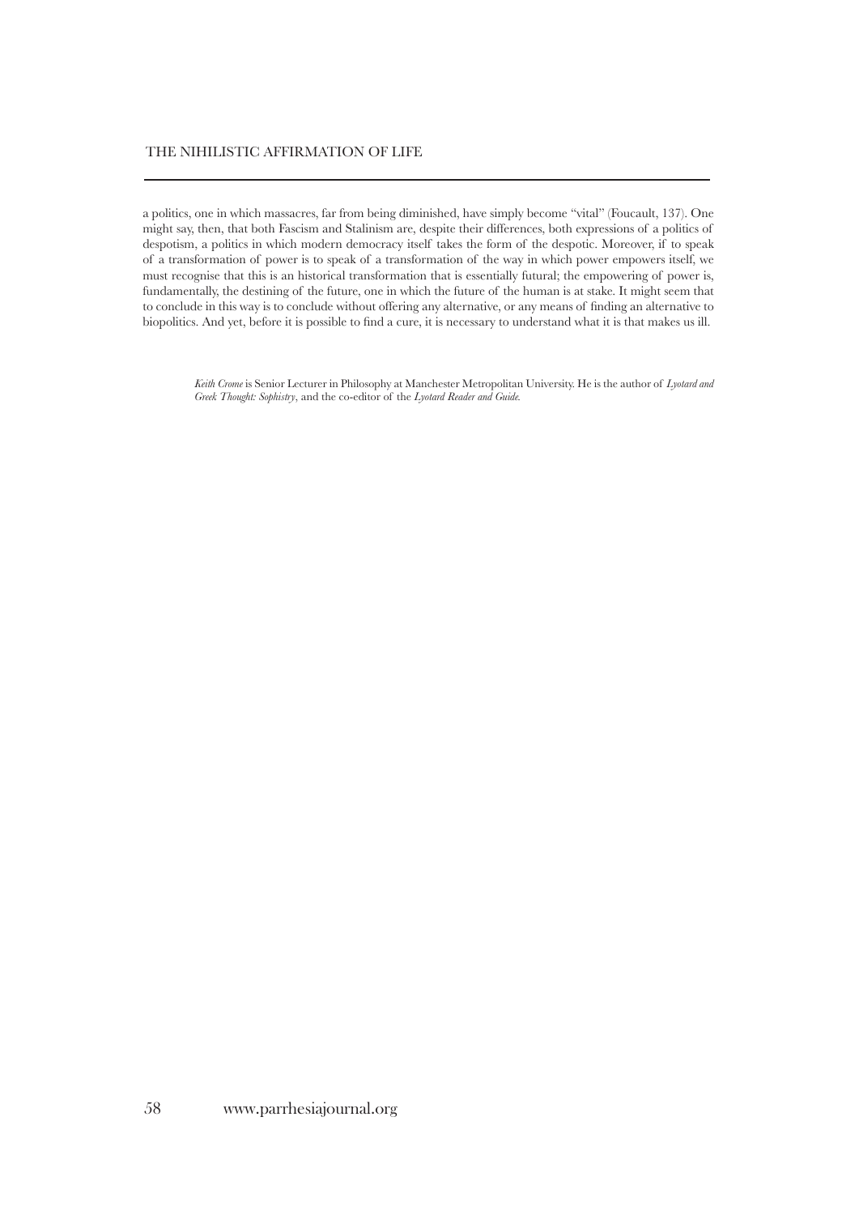a politics, one in which massacres, far from being diminished, have simply become "vital" (Foucault, 137). One might say, then, that both Fascism and Stalinism are, despite their differences, both expressions of a politics of despotism, a politics in which modern democracy itself takes the form of the despotic. Moreover, if to speak of a transformation of power is to speak of a transformation of the way in which power empowers itself, we must recognise that this is an historical transformation that is essentially futural; the empowering of power is, fundamentally, the destining of the future, one in which the future of the human is at stake. It might seem that to conclude in this way is to conclude without offering any alternative, or any means of finding an alternative to biopolitics. And yet, before it is possible to find a cure, it is necessary to understand what it is that makes us ill.

*Keith Crome* is Senior Lecturer in Philosophy at Manchester Metropolitan University. He is the author of *Lyotard and Greek Thought: Sophistry*, and the co-editor of the *Lyotard Reader and Guide*.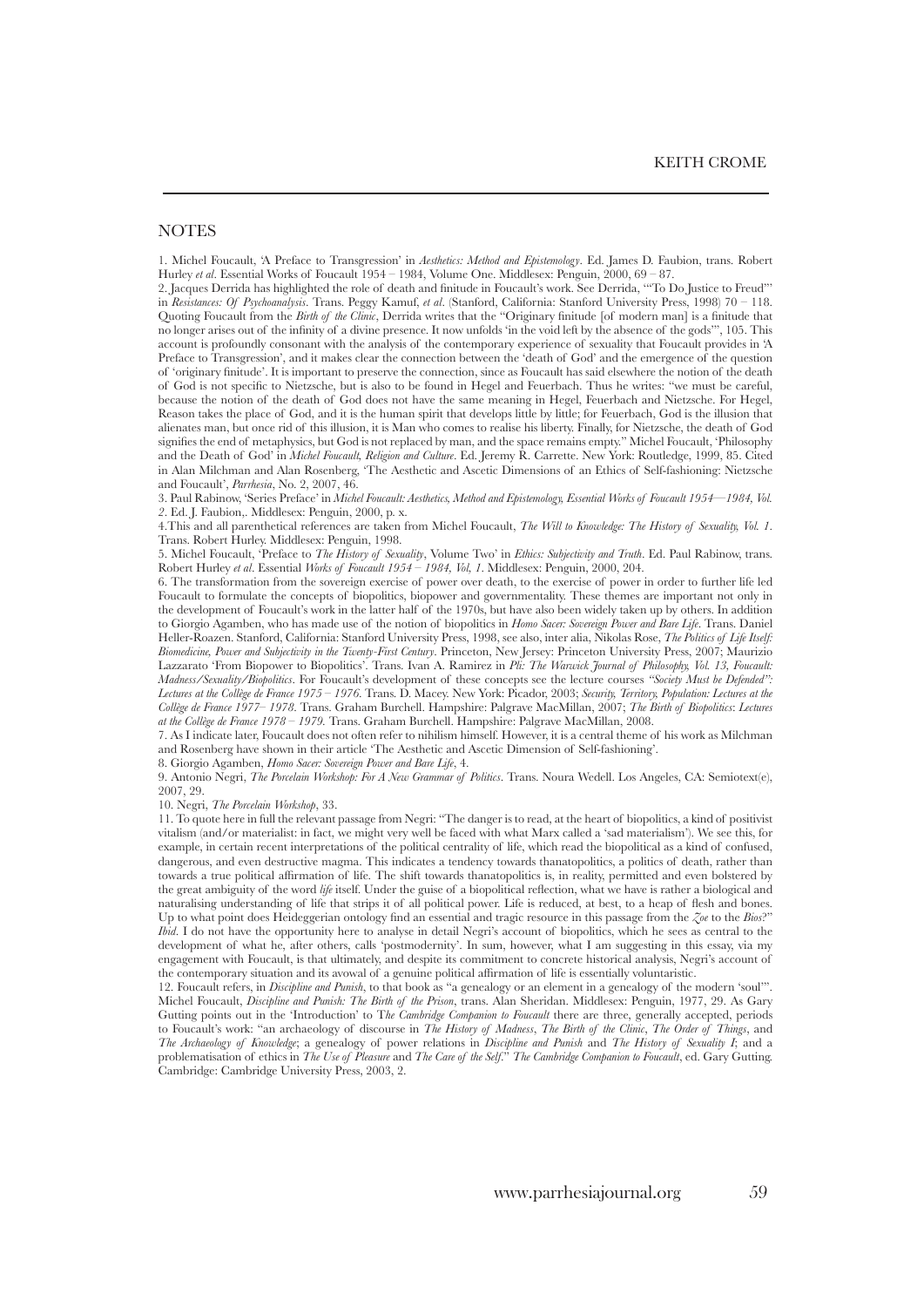## NOTES

1. Michel Foucault, 'A Preface to Transgression' in *Aesthetics: Method and Epistemology*. Ed. James D. Faubion, trans. Robert Hurley *et al*. Essential Works of Foucault 1954 – 1984, Volume One. Middlesex: Penguin, 2000, 69 – 87.

2. Jacques Derrida has highlighted the role of death and finitude in Foucault's work. See Derrida, '"To Do Justice to Freud"' in *Resistances: Of Psychoanalysis*. Trans. Peggy Kamuf, *et al*. (Stanford, California: Stanford University Press, 1998) 70 – 118. Quoting Foucault from the *Birth of the Clinic*, Derrida writes that the "Originary finitude [of modern man] is a finitude that no longer arises out of the infinity of a divine presence. It now unfolds 'in the void left by the absence of the gods'", 105. This account is profoundly consonant with the analysis of the contemporary experience of sexuality that Foucault provides in 'A Preface to Transgression', and it makes clear the connection between the 'death of God' and the emergence of the question of 'originary finitude'. It is important to preserve the connection, since as Foucault has said elsewhere the notion of the death of God is not specific to Nietzsche, but is also to be found in Hegel and Feuerbach. Thus he writes: "we must be careful, because the notion of the death of God does not have the same meaning in Hegel, Feuerbach and Nietzsche. For Hegel, Reason takes the place of God, and it is the human spirit that develops little by little; for Feuerbach, God is the illusion that alienates man, but once rid of this illusion, it is Man who comes to realise his liberty. Finally, for Nietzsche, the death of God signifies the end of metaphysics, but God is not replaced by man, and the space remains empty." Michel Foucault, 'Philosophy and the Death of God' in *Michel Foucault, Religion and Culture*. Ed. Jeremy R. Carrette. New York: Routledge, 1999, 85. Cited in Alan Milchman and Alan Rosenberg, 'The Aesthetic and Ascetic Dimensions of an Ethics of Self-fashioning: Nietzsche and Foucault', *Parrhesia*, No. 2, 2007, 46.

3. Paul Rabinow, 'Series Preface' in *Michel Foucault: Aesthetics, Method and Epistemology, Essential Works of Foucault 1954—1984, Vol. 2*. Ed. J. Faubion,. Middlesex: Penguin, 2000, p. x.

4.This and all parenthetical references are taken from Michel Foucault, *The Will to Knowledge: The History of Sexuality, Vol. 1*. Trans. Robert Hurley. Middlesex: Penguin, 1998.

5. Michel Foucault, 'Preface to *The History of Sexuality*, Volume Two' in *Ethics: Subjectivity and Truth*. Ed. Paul Rabinow, trans. Robert Hurley *et al*. Essential *Works of Foucault 1954 – 1984, Vol, 1*. Middlesex: Penguin, 2000, 204.

6. The transformation from the sovereign exercise of power over death, to the exercise of power in order to further life led Foucault to formulate the concepts of biopolitics, biopower and governmentality. These themes are important not only in the development of Foucault's work in the latter half of the 1970s, but have also been widely taken up by others. In addition to Giorgio Agamben, who has made use of the notion of biopolitics in *Homo Sacer: Sovereign Power and Bare Life*. Trans. Daniel Heller-Roazen. Stanford, California: Stanford University Press, 1998, see also, inter alia, Nikolas Rose, *The Politics of Life Itself: Biomedicine, Power and Subjectivity in the Twenty-First Century*. Princeton, New Jersey: Princeton University Press, 2007; Maurizio Lazzarato 'From Biopower to Biopolitics'. Trans. Ivan A. Ramirez in *Pli: The Warwick Journal of Philosophy, Vol. 13, Foucault: Madness/Sexuality/Biopolitics*. For Foucault's development of these concepts see the lecture courses *"Society Must be Defended": Lectures at the Collège de France 1975 – 1976*. Trans. D. Macey. New York: Picador, 2003; *Security, Territory, Population: Lectures at the Collège de France 1977– 1978*. Trans. Graham Burchell. Hampshire: Palgrave MacMillan, 2007; *The Birth of Biopolitics*: *Lectures at the Collège de France 1978 – 1979*. Trans. Graham Burchell. Hampshire: Palgrave MacMillan, 2008.

7. As I indicate later, Foucault does not often refer to nihilism himself. However, it is a central theme of his work as Milchman and Rosenberg have shown in their article 'The Aesthetic and Ascetic Dimension of Self-fashioning'.

8. Giorgio Agamben, *Homo Sacer: Sovereign Power and Bare Life*, 4.

9. Antonio Negri, *The Porcelain Workshop: For A New Grammar of Politics*. Trans. Noura Wedell. Los Angeles, CA: Semiotext(e), 2007, 29.

10. Negri, *The Porcelain Workshop*, 33.

11. To quote here in full the relevant passage from Negri: "The danger is to read, at the heart of biopolitics, a kind of positivist vitalism (and/or materialist: in fact, we might very well be faced with what Marx called a 'sad materialism'). We see this, for example, in certain recent interpretations of the political centrality of life, which read the biopolitical as a kind of confused, dangerous, and even destructive magma. This indicates a tendency towards thanatopolitics, a politics of death, rather than towards a true political affirmation of life. The shift towards thanatopolitics is, in reality, permitted and even bolstered by the great ambiguity of the word *life* itself. Under the guise of a biopolitical reflection, what we have is rather a biological and naturalising understanding of life that strips it of all political power. Life is reduced, at best, to a heap of flesh and bones. Up to what point does Heideggerian ontology find an essential and tragic resource in this passage from the *Zoe* to the *Bios*?" *Ibid*. I do not have the opportunity here to analyse in detail Negri's account of biopolitics, which he sees as central to the development of what he, after others, calls 'postmodernity'. In sum, however, what I am suggesting in this essay, via my engagement with Foucault, is that ultimately, and despite its commitment to concrete historical analysis, Negri's account of the contemporary situation and its avowal of a genuine political affirmation of life is essentially voluntaristic.

12. Foucault refers, in *Discipline and Punish*, to that book as "a genealogy or an element in a genealogy of the modern 'soul'". Michel Foucault, *Discipline and Punish: The Birth of the Prison*, trans. Alan Sheridan. Middlesex: Penguin, 1977, 29. As Gary Gutting points out in the 'Introduction' to T*he Cambridge Companion to Foucault* there are three, generally accepted, periods to Foucault's work: "an archaeology of discourse in *The History of Madness*, *The Birth of the Clinic*, *The Order of Things*, and *The Archaeology of Knowledge*; a genealogy of power relations in *Discipline and Punish* and *The History of Sexuality I*; and a problematisation of ethics in *The Use of Pleasure* and *The Care of the Self*." *The Cambridge Companion to Foucault*, ed. Gary Gutting. Cambridge: Cambridge University Press, 2003, 2.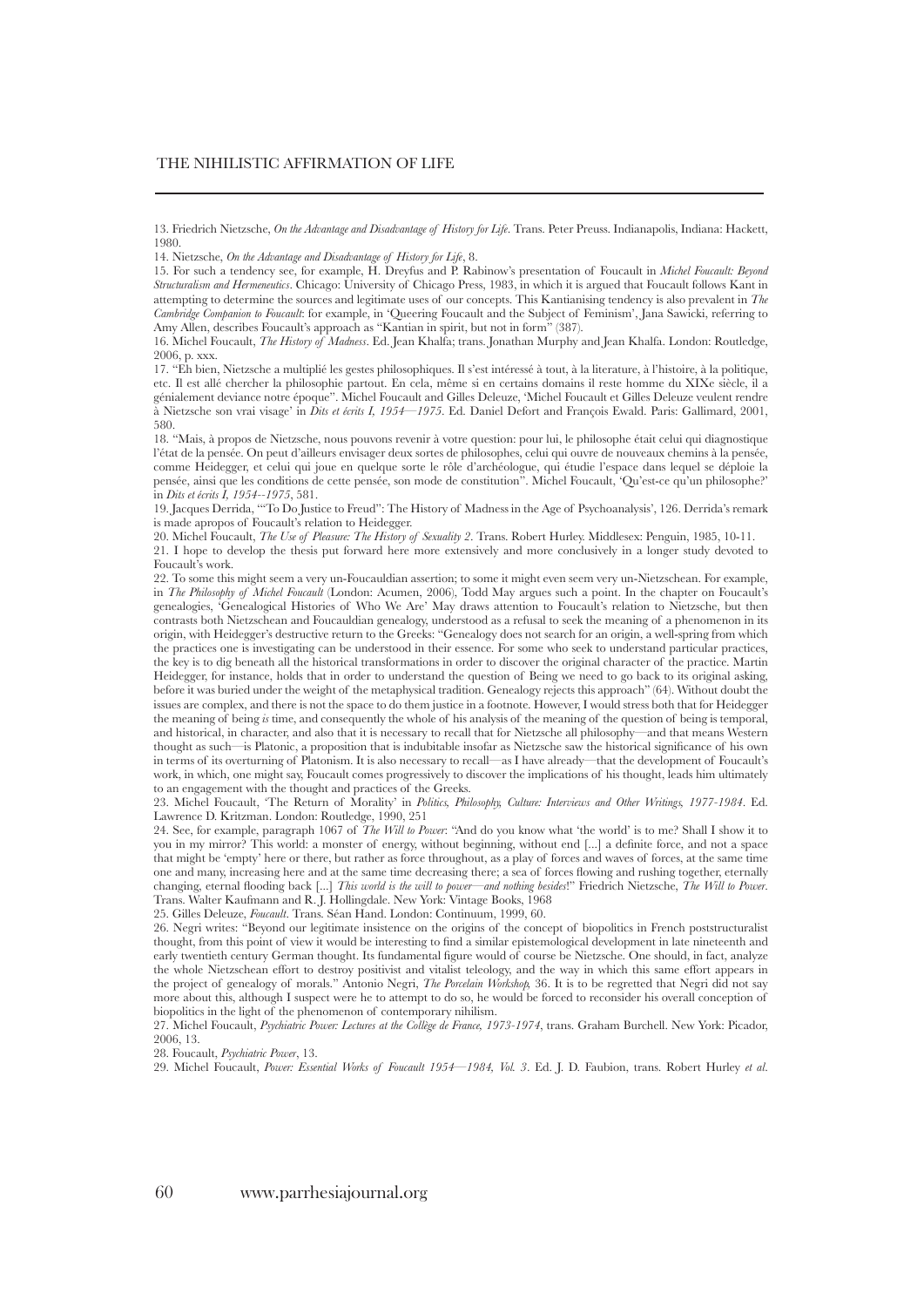13. Friedrich Nietzsche, *On the Advantage and Disadvantage of History for Life*. Trans. Peter Preuss. Indianapolis, Indiana: Hackett, 1980.

14. Nietzsche, *On the Advantage and Disadvantage of History for Life*, 8.

15. For such a tendency see, for example, H. Dreyfus and P. Rabinow's presentation of Foucault in *Michel Foucault: Beyond Structuralism and Hermeneutics*. Chicago: University of Chicago Press, 1983, in which it is argued that Foucault follows Kant in attempting to determine the sources and legitimate uses of our concepts. This Kantianising tendency is also prevalent in *The Cambridge Companion to Foucault*: for example, in 'Queering Foucault and the Subject of Feminism', Jana Sawicki, referring to Amy Allen, describes Foucault's approach as "Kantian in spirit, but not in form" (387).

16. Michel Foucault, *The History of Madness*. Ed. Jean Khalfa; trans. Jonathan Murphy and Jean Khalfa. London: Routledge, 2006, p. xxx.

17. "Eh bien, Nietzsche a multiplié les gestes philosophiques. Il s'est intéressé à tout, à la literature, à l'histoire, à la politique, etc. Il est allé chercher la philosophie partout. En cela, même si en certains domains il reste homme du XIXe siècle, il a génialement deviance notre époque". Michel Foucault and Gilles Deleuze, 'Michel Foucault et Gilles Deleuze veulent rendre à Nietzsche son vrai visage' in *Dits et écrits I, 1954—1975*. Ed. Daniel Defort and François Ewald. Paris: Gallimard, 2001, 580.

18. "Mais, à propos de Nietzsche, nous pouvons revenir à votre question: pour lui, le philosophe était celui qui diagnostique l'état de la pensée. On peut d'ailleurs envisager deux sortes de philosophes, celui qui ouvre de nouveaux chemins à la pensée, comme Heidegger, et celui qui joue en quelque sorte le rôle d'archéologue, qui étudie l'espace dans lequel se déploie la pensée, ainsi que les conditions de cette pensée, son mode de constitution". Michel Foucault, 'Qu'est-ce qu'un philosophe?' in *Dits et écrits I, 1954--1975*, 581.

19. Jacques Derrida, '"To Do Justice to Freud": The History of Madness in the Age of Psychoanalysis', 126. Derrida's remark is made apropos of Foucault's relation to Heidegger.

20. Michel Foucault, *The Use of Pleasure: The History of Sexuality 2*. Trans. Robert Hurley. Middlesex: Penguin, 1985, 10-11.

21. I hope to develop the thesis put forward here more extensively and more conclusively in a longer study devoted to Foucault's work.

22. To some this might seem a very un-Foucauldian assertion; to some it might even seem very un-Nietzschean. For example, in *The Philosophy of Michel Foucault* (London: Acumen, 2006), Todd May argues such a point. In the chapter on Foucault's genealogies, 'Genealogical Histories of Who We Are' May draws attention to Foucault's relation to Nietzsche, but then contrasts both Nietzschean and Foucauldian genealogy, understood as a refusal to seek the meaning of a phenomenon in its origin, with Heidegger's destructive return to the Greeks: "Genealogy does not search for an origin, a well-spring from which the practices one is investigating can be understood in their essence. For some who seek to understand particular practices, the key is to dig beneath all the historical transformations in order to discover the original character of the practice. Martin Heidegger, for instance, holds that in order to understand the question of Being we need to go back to its original asking, before it was buried under the weight of the metaphysical tradition. Genealogy rejects this approach" (64). Without doubt the issues are complex, and there is not the space to do them justice in a footnote. However, I would stress both that for Heidegger the meaning of being *is* time, and consequently the whole of his analysis of the meaning of the question of being is temporal, and historical, in character, and also that it is necessary to recall that for Nietzsche all philosophy—and that means Western thought as such—is Platonic, a proposition that is indubitable insofar as Nietzsche saw the historical significance of his own in terms of its overturning of Platonism. It is also necessary to recall—as I have already—that the development of Foucault's work, in which, one might say, Foucault comes progressively to discover the implications of his thought, leads him ultimately to an engagement with the thought and practices of the Greeks.

23. Michel Foucault, 'The Return of Morality' in *Politics, Philosophy, Culture: Interviews and Other Writings, 1977-1984*. Ed. Lawrence D. Kritzman. London: Routledge, 1990, 251

24. See, for example, paragraph 1067 of *The Will to Power*: "And do you know what 'the world' is to me? Shall I show it to you in my mirror? This world: a monster of energy, without beginning, without end [...] a definite force, and not a space that might be 'empty' here or there, but rather as force throughout, as a play of forces and waves of forces, at the same time one and many, increasing here and at the same time decreasing there; a sea of forces flowing and rushing together, eternally changing, eternal flooding back [...] *This world is the will to power—and nothing besides*!" Friedrich Nietzsche, *The Will to Power*. Trans. Walter Kaufmann and R. J. Hollingdale. New York: Vintage Books, 1968

25. Gilles Deleuze, *Foucault*. Trans. Séan Hand. London: Continuum, 1999, 60.

26. Negri writes: "Beyond our legitimate insistence on the origins of the concept of biopolitics in French poststructuralist thought, from this point of view it would be interesting to find a similar epistemological development in late nineteenth and early twentieth century German thought. Its fundamental figure would of course be Nietzsche. One should, in fact, analyze the whole Nietzschean effort to destroy positivist and vitalist teleology, and the way in which this same effort appears in the project of genealogy of morals." Antonio Negri, *The Porcelain Workshop*, 36. It is to be regretted that Negri did not say more about this, although I suspect were he to attempt to do so, he would be forced to reconsider his overall conception of biopolitics in the light of the phenomenon of contemporary nihilism.

27. Michel Foucault, *Psychiatric Power: Lectures at the Collège de France, 1973-1974*, trans. Graham Burchell. New York: Picador, 2006, 13.

28. Foucault, *Psychiatric Power*, 13.

29. Michel Foucault, *Power: Essential Works of Foucault 1954—1984, Vol. 3*. Ed. J. D. Faubion, trans. Robert Hurley *et al*.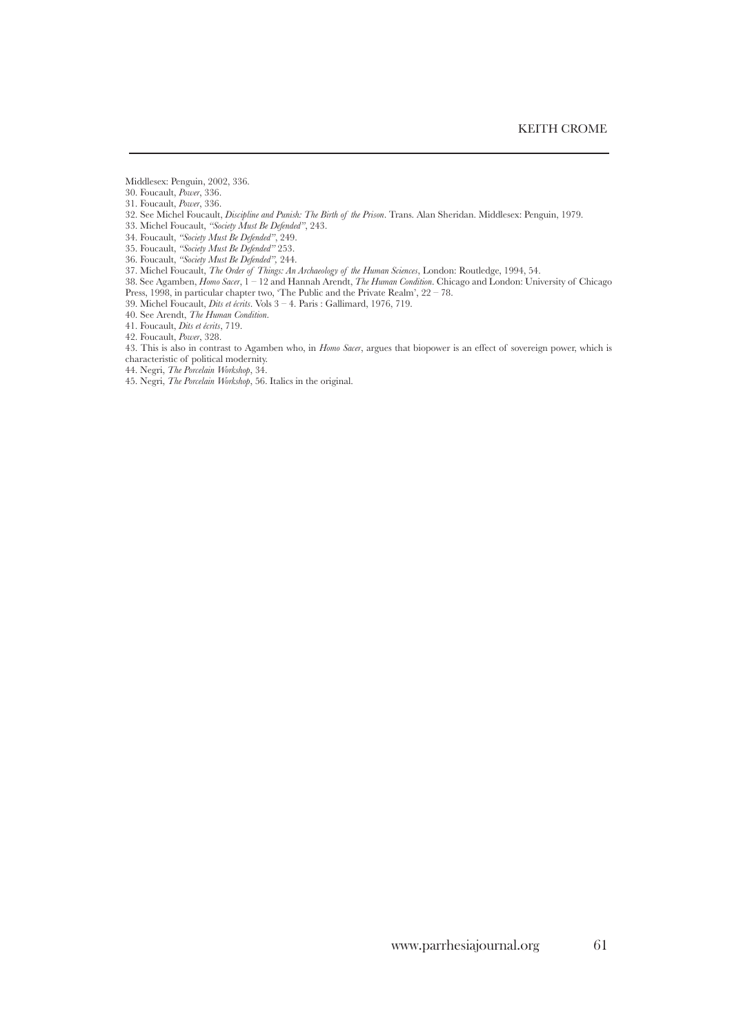Middlesex: Penguin, 2002, 336.

30. Foucault, *Power*, 336.

31. Foucault, *Power*, 336.

32. See Michel Foucault, *Discipline and Punish: The Birth of the Prison*. Trans. Alan Sheridan. Middlesex: Penguin, 1979.

33. Michel Foucault, *"Society Must Be Defended"*, 243.

34. Foucault, *"Society Must Be Defended"*, 249.

35. Foucault, *"Society Must Be Defended"* 253.

36. Foucault, *"Society Must Be Defended"*, 244.

37. Michel Foucault, *The Order of Things: An Archaeology of the Human Sciences*, London: Routledge, 1994, 54.

38. See Agamben, *Homo Sacer*, 1 – 12 and Hannah Arendt, *The Human Condition*. Chicago and London: University of Chicago Press, 1998, in particular chapter two, 'The Public and the Private Realm', 22 – 78.

39. Michel Foucault, *Dits et écrits*. Vols 3 – 4. Paris : Gallimard, 1976, 719.

40. See Arendt, *The Human Condition*.

41. Foucault, *Dits et écrits*, 719.

42. Foucault, *Power*, 328.

43. This is also in contrast to Agamben who, in *Homo Sacer*, argues that biopower is an effect of sovereign power, which is characteristic of political modernity.

44. Negri, *The Porcelain Workshop*, 34.

45. Negri, *The Porcelain Workshop*, 56. Italics in the original.